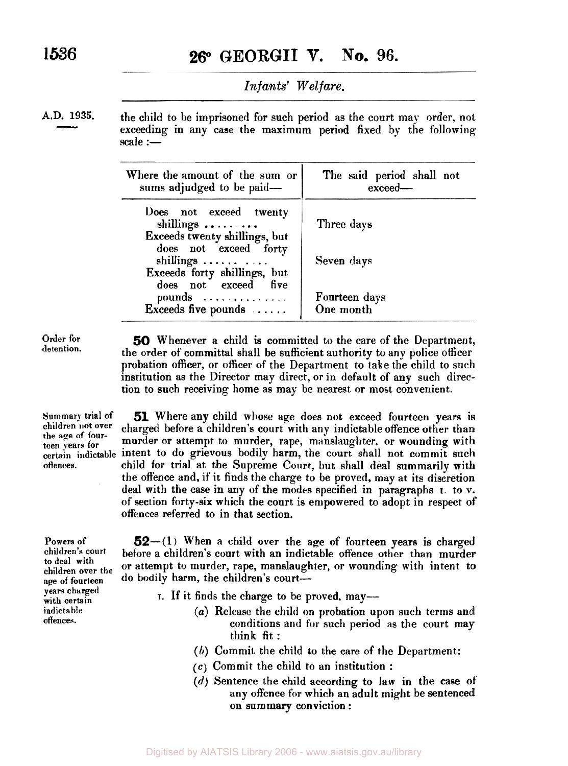A.D. 1935.

the child to be imprisoned for such period as the court may order, not exceeding in any case the maximum period fixed by the following scale :—

| Where the amount of the sum or sums adjudged to be paid— | The said period shall not exceed— |
|---|---|
| Does not exceed twenty shillings ........ | Three days |
| Exceeds twenty shillings, but does not exceed forty shillings ...... .... | Seven days |
| Exceeds forty shillings, but does not exceed five pounds .............. | Fourteen days |
| Exceeds five pounds ...... | One month |

Order for detention.

**50** Whenever a child is committed to the care of the Department, the order of committal shall be sufficient authority to any police officer probation officer, or officer of the Department to take the child to such institution as the Director may direct, or in default of any such direction to such receiving home as may be nearest or most convenient.

Summary trial of children not over the age of fourteen years for certain indictable offences.

**51** Where any child whose age does not exceed fourteen years is charged before a children's court with any indictable offence other than murder or attempt to murder, rape, manslaughter, or wounding with intent to do grievous bodily harm, the court shall not commit such child for trial at the Supreme Court, but shall deal summarily with the offence and, if it finds the charge to be proved, may at its discretion deal with the case in any of the modes specified in paragraphs I. to V. of section forty-six which the court is empowered to adopt in respect of offences referred to in that section.

Powers of children's court to deal with children over the age of fourteen years charged with certain indictable offences.

**52**—(1) When a child over the age of fourteen years is charged before a children's court with an indictable offence other than murder or attempt to murder, rape, manslaughter, or wounding with intent to do bodily harm, the children's court—

I. If it finds the charge to be proved, may—

- (*a*) Release the child on probation upon such terms and conditions and for such period as the court may think fit :
- (*b*) Commit the child to the care of the Department:
- (*c*) Commit the child to an institution :
- (*d*) Sentence the child according to law in the case of any offence for which an adult might be sentenced on summary conviction :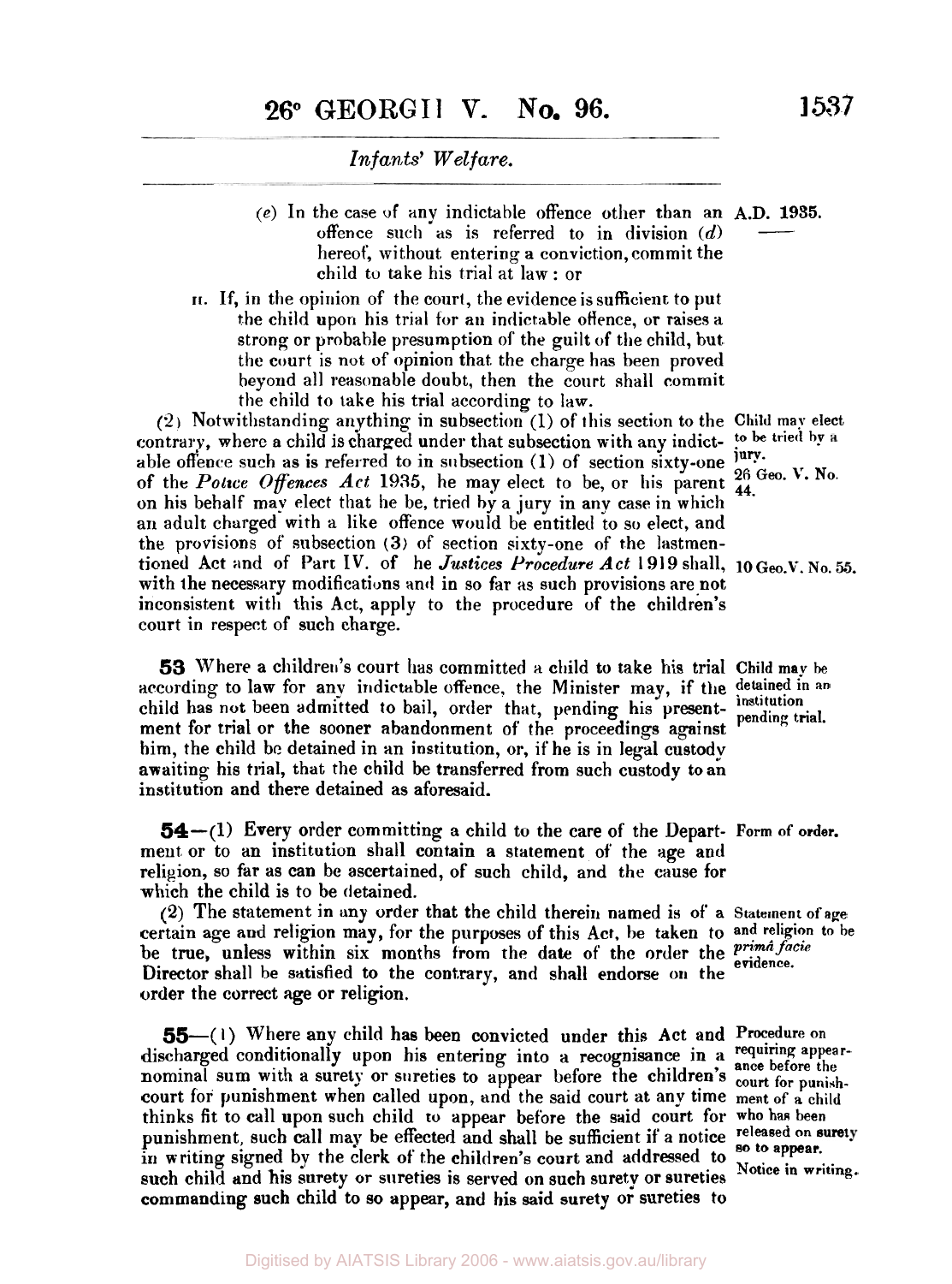(e) In the case of any indictable offence other than an offence such as is referred to in division (d) hereof, without entering a conviction, commit the child to take his trial at law: or

II. If, in the opinion of the court, the evidence is sufficient to put the child upon his trial for an indictable offence, or raises a strong or probable presumption of the guilt of the child, but the court is not of opinion that the charge has been proved beyond all reasonable doubt, then the court shall commit the child to take his trial according to law.

(2) Notwithstanding anything in subsection (1) of this section to the contrary, where a child is charged under that subsection with any indictable offence such as is referred to in subsection (1) of section sixty-one of the *Police Offences Act* 1935, he may elect to be, or his parent on his behalf may elect that he be, tried by a jury in any case in which an adult charged with a like offence would be entitled to so elect, and the provisions of subsection (3) of section sixty-one of the lastmentioned Act and of Part IV. of he *Justices Procedure Act* 1919 shall, with the necessary modifications and in so far as such provisions are not inconsistent with this Act, apply to the procedure of the children's court in respect of such charge.

*Child may elect to be tried by a jury.*

*26 Geo. V. No. 44.*

*10 Geo. V. No. 55.*

**53** Where a children's court has committed a child to take his trial according to law for any indictable offence, the Minister may, if the child has not been admitted to bail, order that, pending his presentment for trial or the sooner abandonment of the proceedings against him, the child be detained in an institution, or, if he is in legal custody awaiting his trial, that the child be transferred from such custody to an institution and there detained as aforesaid.

*Child may be detained in an institution pending trial.*

**54**—(1) Every order committing a child to the care of the Department or to an institution shall contain a statement of the age and religion, so far as can be ascertained, of such child, and the cause for which the child is to be detained.

*Form of order.*

(2) The statement in any order that the child therein named is of a certain age and religion may, for the purposes of this Act, be taken to be true, unless within six months from the date of the order the Director shall be satisfied to the contrary, and shall endorse on the order the correct age or religion.

*Statement of age and religion to be primâ facie evidence.*

**55**—(1) Where any child has been convicted under this Act and discharged conditionally upon his entering into a recognisance in a nominal sum with a surety or sureties to appear before the children's court for punishment when called upon, and the said court at any time thinks fit to call upon such child to appear before the said court for punishment, such call may be effected and shall be sufficient if a notice in writing signed by the clerk of the children's court and addressed to such child and his surety or sureties is served on such surety or sureties commanding such child to so appear, and his said surety or sureties to

*Procedure on requiring appearance before the court for punishment of a child who has been released on surety so to appear.*

*Notice in writing.*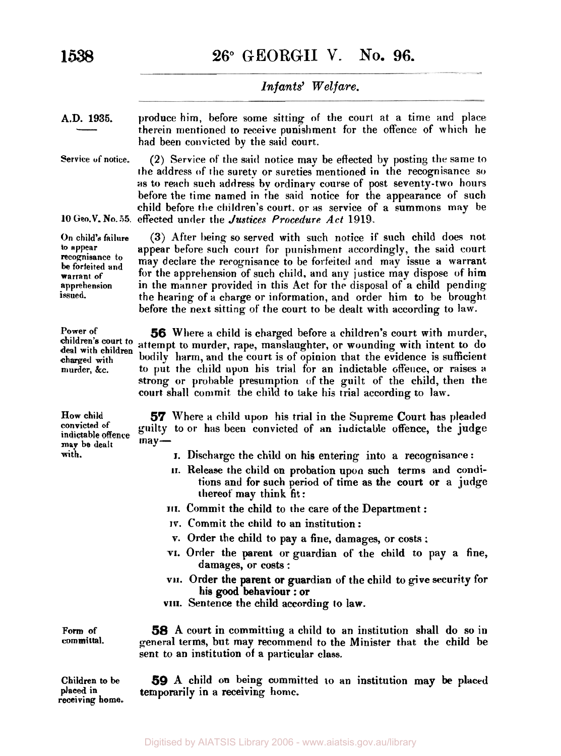produce him, before some sitting of the court at a time and place therein mentioned to receive punishment for the offence of which he had been convicted by the said court.

Service of notice.

(2) Service of the said notice may be effected by posting the same to the address of the surety or sureties mentioned in the recognisance so as to reach such address by ordinary course of post seventy-two hours before the time named in the said notice for the appearance of such child before the children's court, or as service of a summons may be effected under the *Justices Procedure Act* 1919.

10 Geo. V. No. 55.

On child's failure to appear recognisance to be forfeited and warrant of apprehension issued.

(3) After being so served with such notice if such child does not appear before such court for punishment accordingly, the said court may declare the recognisance to be forfeited and may issue a warrant for the apprehension of such child, and any justice may dispose of him in the manner provided in this Act for the disposal of a child pending the hearing of a charge or information, and order him to be brought before the next sitting of the court to be dealt with according to law.

Power of children's court to deal with children charged with murder, &c.

**56** Where a child is charged before a children's court with murder, attempt to murder, rape, manslaughter, or wounding with intent to do bodily harm, and the court is of opinion that the evidence is sufficient to put the child upon his trial for an indictable offence, or raises a strong or probable presumption of the guilt of the child, then the court shall commit the child to take his trial according to law.

How child convicted of indictable offence may be dealt with.

**57** Where a child upon his trial in the Supreme Court has pleaded guilty to or has been convicted of an indictable offence, the judge may—

- I. Discharge the child on his entering into a recognisance:
- II. Release the child on probation upon such terms and conditions and for such period of time as the court or a judge thereof may think fit:
- III. Commit the child to the care of the Department:
- IV. Commit the child to an institution:
- V. Order the child to pay a fine, damages, or costs:
- VI. Order the parent or guardian of the child to pay a fine, damages, or costs:
- VII. Order the parent or guardian of the child to give security for his good behaviour: or
- VIII. Sentence the child according to law.

Form of committal.

**58** A court in committing a child to an institution shall do so in general terms, but may recommend to the Minister that the child be sent to an institution of a particular class.

Children to be placed in receiving home.

**59** A child on being committed to an institution may be placed temporarily in a receiving home.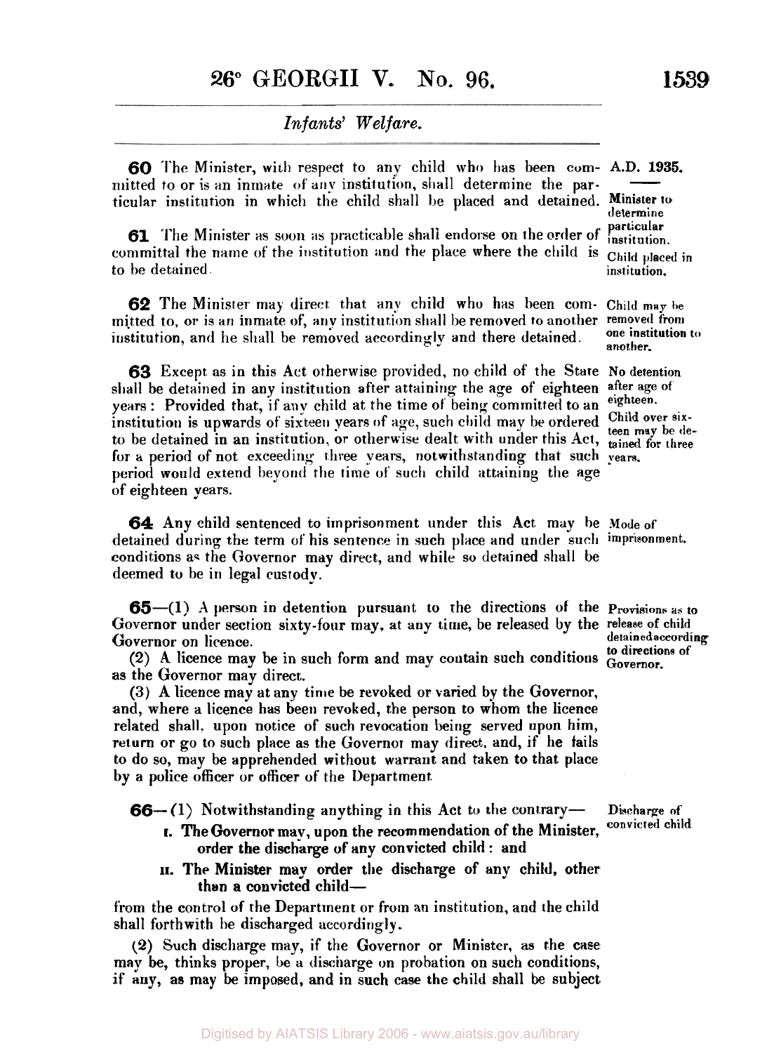**60** The Minister, with respect to any child who has been committed to or is an inmate of any institution, shall determine the particular institution in which the child shall be placed and detained.

*Minister to determine particular institution.*

**61** The Minister as soon as practicable shall endorse on the order of committal the name of the institution and the place where the child is to be detained.

*Child placed in institution.*

**62** The Minister may direct that any child who has been committed to, or is an inmate of, any institution shall be removed to another institution, and he shall be removed accordingly and there detained.

*Child may be removed from one institution to another.*

**63** Except as in this Act otherwise provided, no child of the State shall be detained in any institution after attaining the age of eighteen years: Provided that, if any child at the time of being committed to an institution is upwards of sixteen years of age, such child may be ordered to be detained in an institution, or otherwise dealt with under this Act, for a period of not exceeding three years, notwithstanding that such period would extend beyond the time of such child attaining the age of eighteen years.

*No detention after age of eighteen.*

*Child over sixteen may be detained for three years.*

**64** Any child sentenced to imprisonment under this Act may be detained during the term of his sentence in such place and under such conditions as the Governor may direct, and while so detained shall be deemed to be in legal custody.

*Mode of imprisonment.*

**65**—(1) A person in detention pursuant to the directions of the Governor under section sixty-four may, at any time, be released by the Governor on licence.

*Provisions as to release of child detained according to directions of Governor.*

(2) A licence may be in such form and may contain such conditions as the Governor may direct.

(3) A licence may at any time be revoked or varied by the Governor, and, where a licence has been revoked, the person to whom the licence related shall, upon notice of such revocation being served upon him, return or go to such place as the Governor may direct, and, if he fails to do so, may be apprehended without warrant and taken to that place by a police officer or officer of the Department.

**66**—(1) Notwithstanding anything in this Act to the contrary—

*Discharge of convicted child*

I. The Governor may, upon the recommendation of the Minister, order the discharge of any convicted child: and

II. The Minister may order the discharge of any child, other than a convicted child—

from the control of the Department or from an institution, and the child shall forthwith be discharged accordingly.

(2) Such discharge may, if the Governor or Minister, as the case may be, thinks proper, be a discharge on probation on such conditions, if any, as may be imposed, and in such case the child shall be subject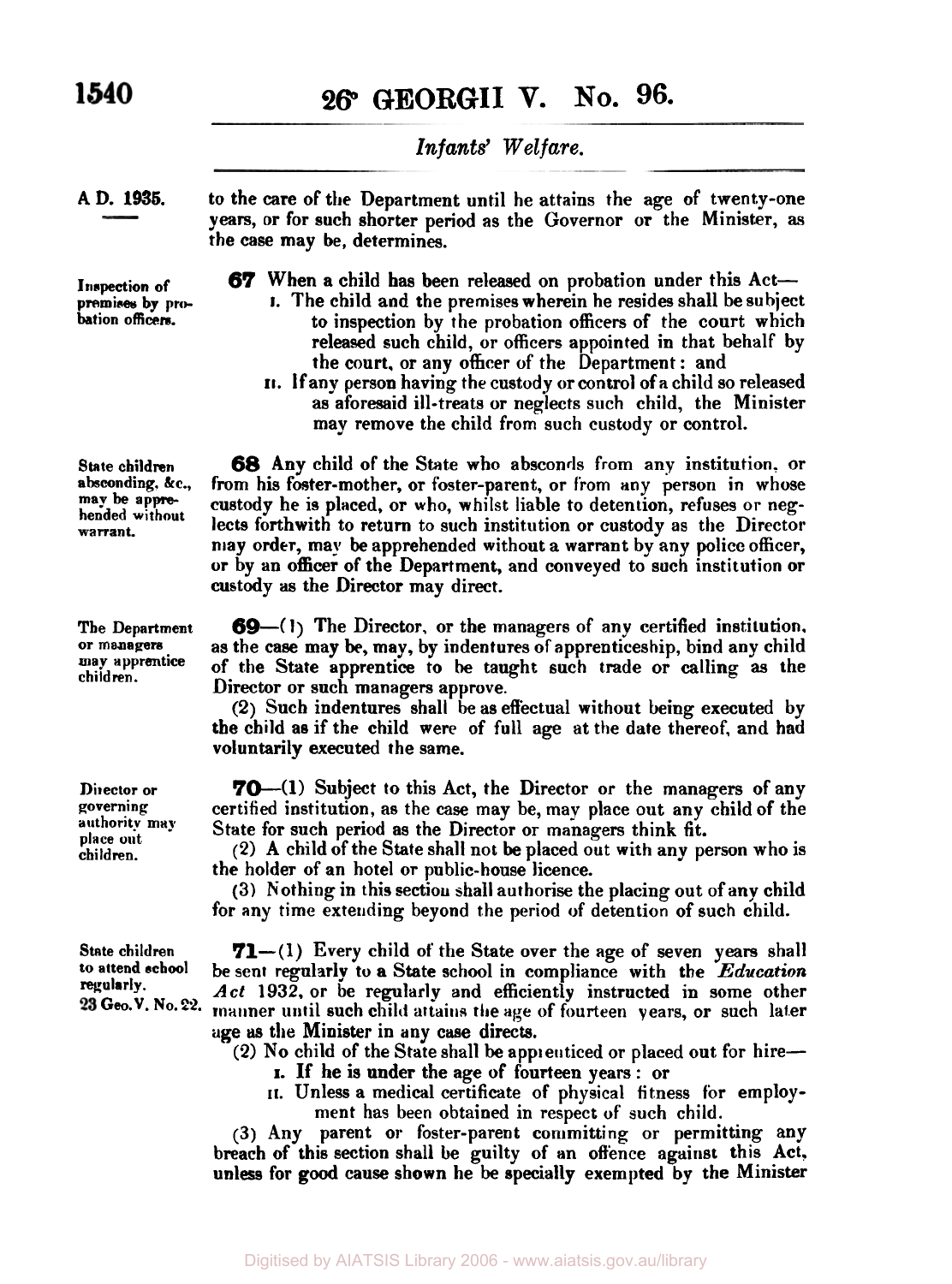to the care of the Department until he attains the age of twenty-one years, or for such shorter period as the Governor or the Minister, as the case may be, determines.

*Inspection of premises by probation officers.*

**67** When a child has been released on probation under this Act—

I. The child and the premises wherein he resides shall be subject to inspection by the probation officers of the court which released such child, or officers appointed in that behalf by the court, or any officer of the Department: and

II. If any person having the custody or control of a child so released as aforesaid ill-treats or neglects such child, the Minister may remove the child from such custody or control.

*State children absconding, &c., may be apprehended without warrant.*

**68** Any child of the State who absconds from any institution, or from his foster-mother, or foster-parent, or from any person in whose custody he is placed, or who, whilst liable to detention, refuses or neglects forthwith to return to such institution or custody as the Director may order, may be apprehended without a warrant by any police officer, or by an officer of the Department, and conveyed to such institution or custody as the Director may direct.

*The Department or managers may apprentice children.*

**69**—(1) The Director, or the managers of any certified institution, as the case may be, may, by indentures of apprenticeship, bind any child of the State apprentice to be taught such trade or calling as the Director or such managers approve.

(2) Such indentures shall be as effectual without being executed by the child as if the child were of full age at the date thereof, and had voluntarily executed the same.

*Director or governing authority may place out children.*

**70**—(1) Subject to this Act, the Director or the managers of any certified institution, as the case may be, may place out any child of the State for such period as the Director or managers think fit.

(2) A child of the State shall not be placed out with any person who is the holder of an hotel or public-house licence.

(3) Nothing in this section shall authorise the placing out of any child for any time extending beyond the period of detention of such child.

*State children to attend school regularly. 23 Geo. V. No. 22.*

**71**—(1) Every child of the State over the age of seven years shall be sent regularly to a State school in compliance with the *Education Act* 1932, or be regularly and efficiently instructed in some other manner until such child attains the age of fourteen years, or such later age as the Minister in any case directs.

(2) No child of the State shall be apprenticed or placed out for hire—

I. If he is under the age of fourteen years: or

II. Unless a medical certificate of physical fitness for employment has been obtained in respect of such child.

(3) Any parent or foster-parent committing or permitting any breach of this section shall be guilty of an offence against this Act, unless for good cause shown he be specially exempted by the Minister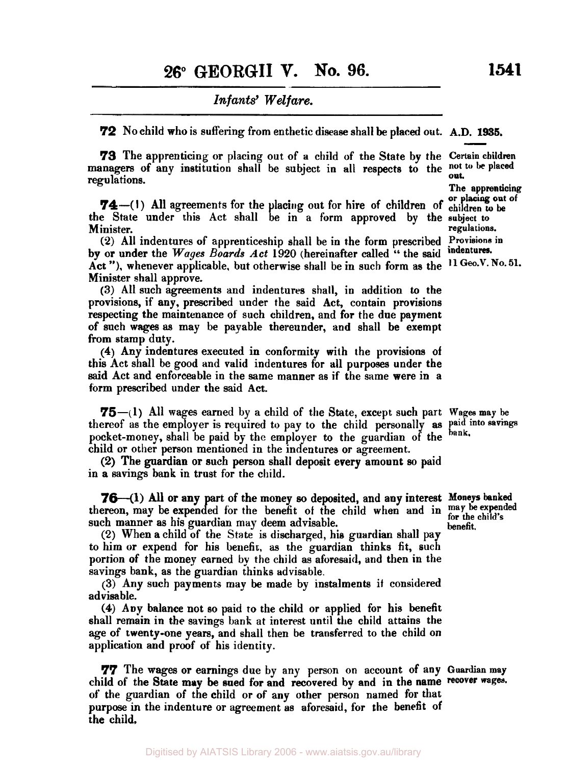**72** No child who is suffering from enthetic disease shall be placed out.

A.D. 1935.

Certain children not to be placed out.

**73** The apprenticing or placing out of a child of the State by the managers of any institution shall be subject in all respects to the regulations.

The apprenticing or placing out of children to be subject to regulations.

**74**—(1) All agreements for the placing out for hire of children of the State under this Act shall be in a form approved by the Minister.

Provisions in indentures.

(2) All indentures of apprenticeship shall be in the form prescribed by or under the *Wages Boards Act* 1920 (hereinafter called "the said Act"), whenever applicable, but otherwise shall be in such form as the Minister shall approve.

11 Geo.V. No. 51.

(3) All such agreements and indentures shall, in addition to the provisions, if any, prescribed under the said Act, contain provisions respecting the maintenance of such children, and for the due payment of such wages as may be payable thereunder, and shall be exempt from stamp duty.

(4) Any indentures executed in conformity with the provisions of this Act shall be good and valid indentures for all purposes under the said Act and enforceable in the same manner as if the same were in a form prescribed under the said Act.

**75**—(1) All wages earned by a child of the State, except such part thereof as the employer is required to pay to the child personally as pocket-money, shall be paid by the employer to the guardian of the child or other person mentioned in the indentures or agreement.

Wages may be paid into savings bank.

(2) The guardian or such person shall deposit every amount so paid in a savings bank in trust for the child.

**76**—(1) All or any part of the money so deposited, and any interest thereon, may be expended for the benefit of the child when and in such manner as his guardian may deem advisable.

Moneys banked may be expended for the child's benefit.

(2) When a child of the State is discharged, his guardian shall pay to him or expend for his benefit, as the guardian thinks fit, such portion of the money earned by the child as aforesaid, and then in the savings bank, as the guardian thinks advisable.

(3) Any such payments may be made by instalments if considered advisable.

(4) Any balance not so paid to the child or applied for his benefit shall remain in the savings bank at interest until the child attains the age of twenty-one years, and shall then be transferred to the child on application and proof of his identity.

**77** The wages or earnings due by any person on account of any child of the State may be sued for and recovered by and in the name of the guardian of the child or of any other person named for that purpose in the indenture or agreement as aforesaid, for the benefit of the child.

Guardian may recover wages.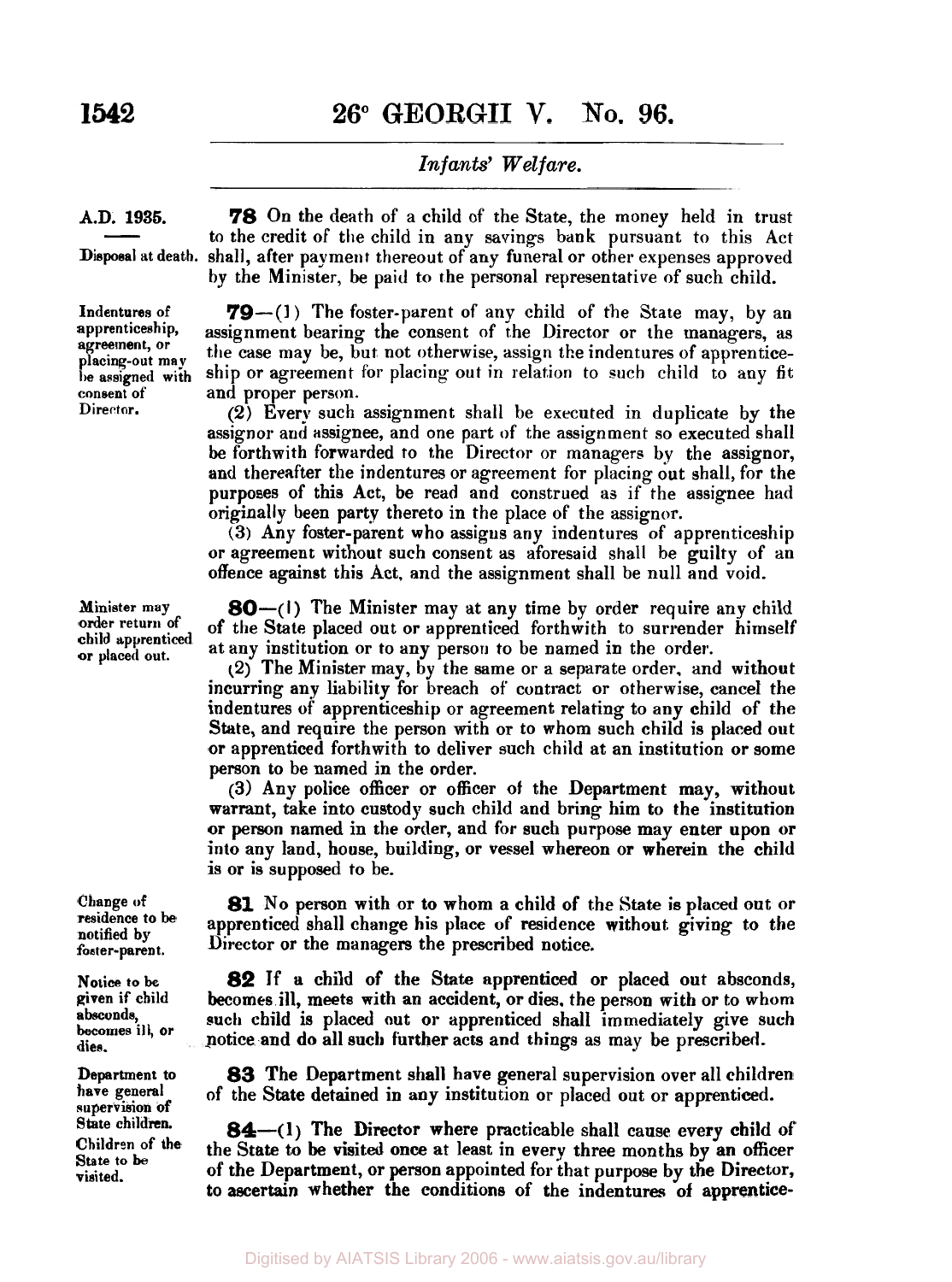**78** On the death of a child of the State, the money held in trust to the credit of the child in any savings bank pursuant to this Act shall, after payment thereout of any funeral or other expenses approved by the Minister, be paid to the personal representative of such child.

*Disposal at death.*

**79**—(1) The foster-parent of any child of the State may, by an assignment bearing the consent of the Director or the managers, as the case may be, but not otherwise, assign the indentures of apprenticeship or agreement for placing out in relation to such child to any fit and proper person.

*Indentures of apprenticeship, agreement, or placing-out may be assigned with consent of Director.*

(2) Every such assignment shall be executed in duplicate by the assignor and assignee, and one part of the assignment so executed shall be forthwith forwarded to the Director or managers by the assignor, and thereafter the indentures or agreement for placing out shall, for the purposes of this Act, be read and construed as if the assignee had originally been party thereto in the place of the assignor.

(3) Any foster-parent who assigns any indentures of apprenticeship or agreement without such consent as aforesaid shall be guilty of an offence against this Act, and the assignment shall be null and void.

**80**—(1) The Minister may at any time by order require any child of the State placed out or apprenticed forthwith to surrender himself at any institution or to any person to be named in the order.

*Minister may order return of child apprenticed or placed out.*

(2) The Minister may, by the same or a separate order, and without incurring any liability for breach of contract or otherwise, cancel the indentures of apprenticeship or agreement relating to any child of the State, and require the person with or to whom such child is placed out or apprenticed forthwith to deliver such child at an institution or some person to be named in the order.

(3) Any police officer or officer of the Department may, without warrant, take into custody such child and bring him to the institution or person named in the order, and for such purpose may enter upon or into any land, house, building, or vessel whereon or wherein the child is or is supposed to be.

**81** No person with or to whom a child of the State is placed out or apprenticed shall change his place of residence without giving to the Director or the managers the prescribed notice.

*Change of residence to be notified by foster-parent.*

**82** If a child of the State apprenticed or placed out absconds, becomes ill, meets with an accident, or dies, the person with or to whom such child is placed out or apprenticed shall immediately give such notice and do all such further acts and things as may be prescribed.

*Notice to be given if child absconds, becomes ill, or dies.*

**83** The Department shall have general supervision over all children of the State detained in any institution or placed out or apprenticed.

*Department to have general supervision of State children.*

**84**—(1) The Director where practicable shall cause every child of the State to be visited once at least in every three months by an officer of the Department, or person appointed for that purpose by the Director, to ascertain whether the conditions of the indentures of apprentice-

*Children of the State to be visited.*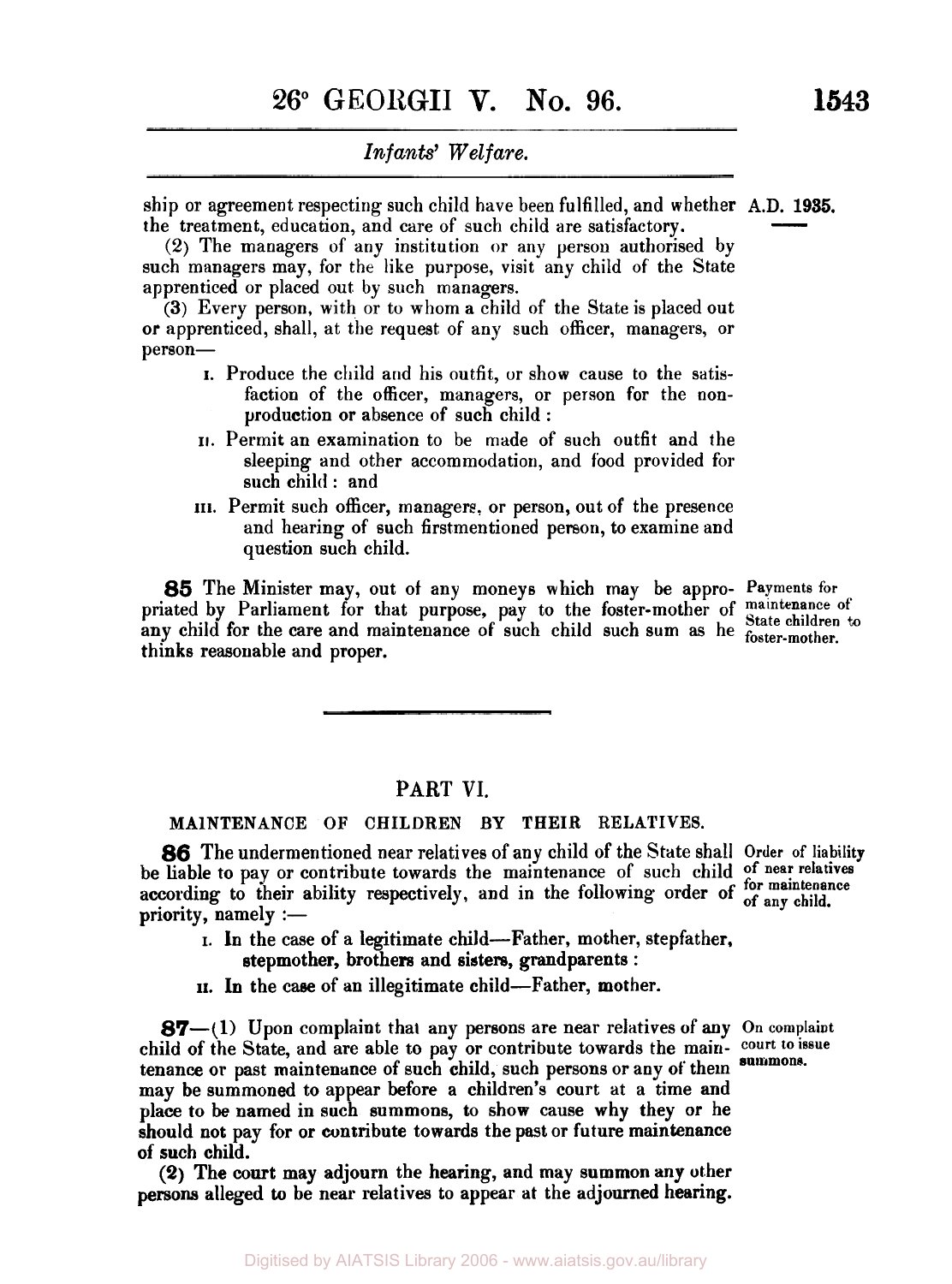ship or agreement respecting such child have been fulfilled, and whether the treatment, education, and care of such child are satisfactory.

(2) The managers of any institution or any person authorised by such managers may, for the like purpose, visit any child of the State apprenticed or placed out by such managers.

(3) Every person, with or to whom a child of the State is placed out or apprenticed, shall, at the request of any such officer, managers, or person—

I. Produce the child and his outfit, or show cause to the satisfaction of the officer, managers, or person for the non-production or absence of such child:

II. Permit an examination to be made of such outfit and the sleeping and other accommodation, and food provided for such child: and

III. Permit such officer, managers, or person, out of the presence and hearing of such firstmentioned person, to examine and question such child.

*Payments for maintenance of State children to foster-mother.*

**85** The Minister may, out of any moneys which may be appropriated by Parliament for that purpose, pay to the foster-mother of any child for the care and maintenance of such child such sum as he thinks reasonable and proper.

## PART VI.

### MAINTENANCE OF CHILDREN BY THEIR RELATIVES.

*Order of liability of near relatives for maintenance of any child.*

**86** The undermentioned near relatives of any child of the State shall be liable to pay or contribute towards the maintenance of such child according to their ability respectively, and in the following order of priority, namely:—

I. In the case of a legitimate child—Father, mother, stepfather, stepmother, brothers and sisters, grandparents:

II. In the case of an illegitimate child—Father, mother.

*On complaint court to issue summons.*

**87**—(1) Upon complaint that any persons are near relatives of any child of the State, and are able to pay or contribute towards the maintenance or past maintenance of such child, such persons or any of them may be summoned to appear before a children's court at a time and place to be named in such summons, to show cause why they or he should not pay for or contribute towards the past or future maintenance of such child.

(2) The court may adjourn the hearing, and may summon any other persons alleged to be near relatives to appear at the adjourned hearing.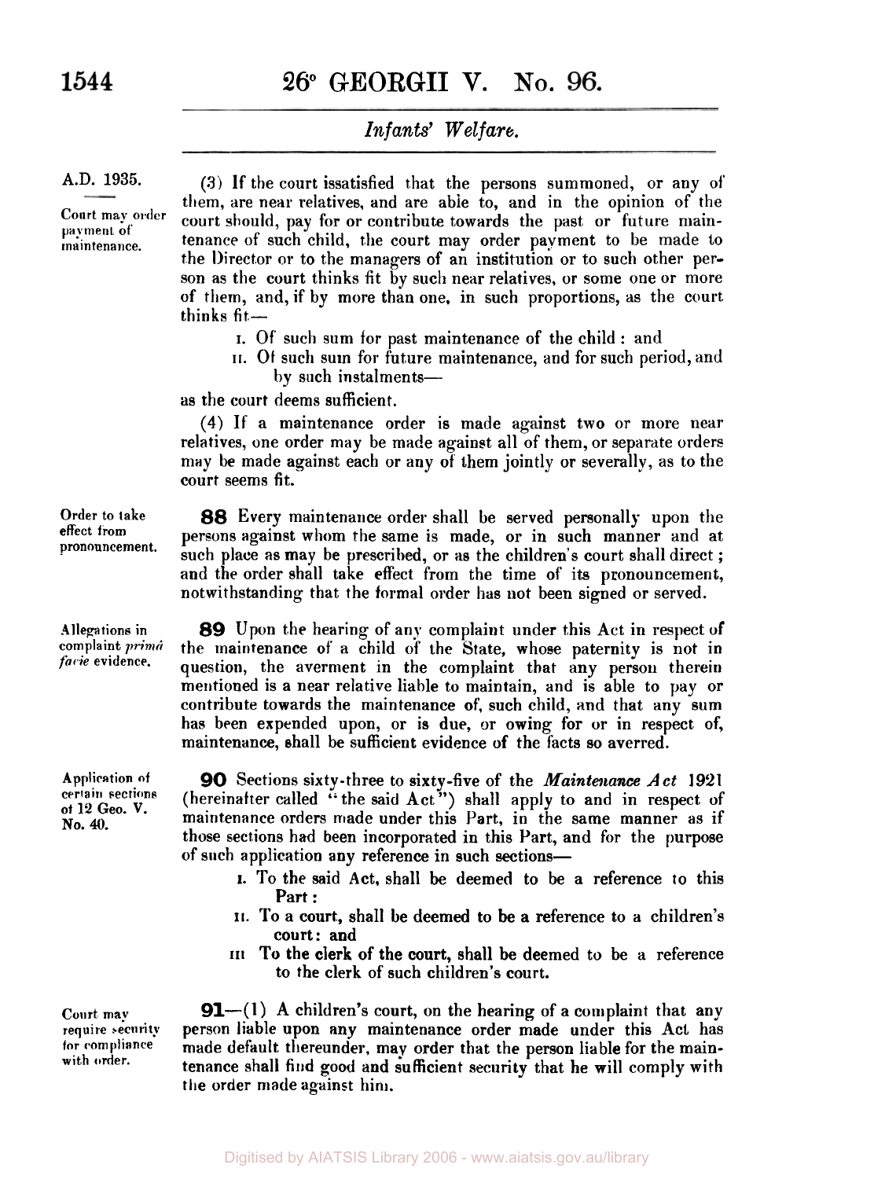A.D. 1935.

*Court may order payment of maintenance.*

(3) If the court issatisfied that the persons summoned, or any of them, are near relatives, and are able to, and in the opinion of the court should, pay for or contribute towards the past or future maintenance of such child, the court may order payment to be made to the Director or to the managers of an institution or to such other person as the court thinks fit by such near relatives, or some one or more of them, and, if by more than one, in such proportions, as the court thinks fit—

I. Of such sum for past maintenance of the child : and

II. Of such sum for future maintenance, and for such period, and by such instalments—

as the court deems sufficient.

(4) If a maintenance order is made against two or more near relatives, one order may be made against all of them, or separate orders may be made against each or any of them jointly or severally, as to the court seems fit.

*Order to take effect from pronouncement.*

**88** Every maintenance order shall be served personally upon the persons against whom the same is made, or in such manner and at such place as may be prescribed, or as the children's court shall direct; and the order shall take effect from the time of its pronouncement, notwithstanding that the formal order has not been signed or served.

*Allegations in complaint primâ facie evidence.*

**89** Upon the hearing of any complaint under this Act in respect of the maintenance of a child of the State, whose paternity is not in question, the averment in the complaint that any person therein mentioned is a near relative liable to maintain, and is able to pay or contribute towards the maintenance of, such child, and that any sum has been expended upon, or is due, or owing for or in respect of, maintenance, shall be sufficient evidence of the facts so averred.

*Application of certain sections of 12 Geo. V. No. 40.*

**90** Sections sixty-three to sixty-five of the *Maintenance Act* 1921 (hereinafter called "the said Act") shall apply to and in respect of maintenance orders made under this Part, in the same manner as if those sections had been incorporated in this Part, and for the purpose of such application any reference in such sections—

I. To the said Act, shall be deemed to be a reference to this Part :

II. To a court, shall be deemed to be a reference to a children's court : and

III To the clerk of the court, shall be deemed to be a reference to the clerk of such children's court.

*Court may require security for compliance with order.*

**91**—(1) A children's court, on the hearing of a complaint that any person liable upon any maintenance order made under this Act has made default thereunder, may order that the person liable for the maintenance shall find good and sufficient security that he will comply with the order made against him.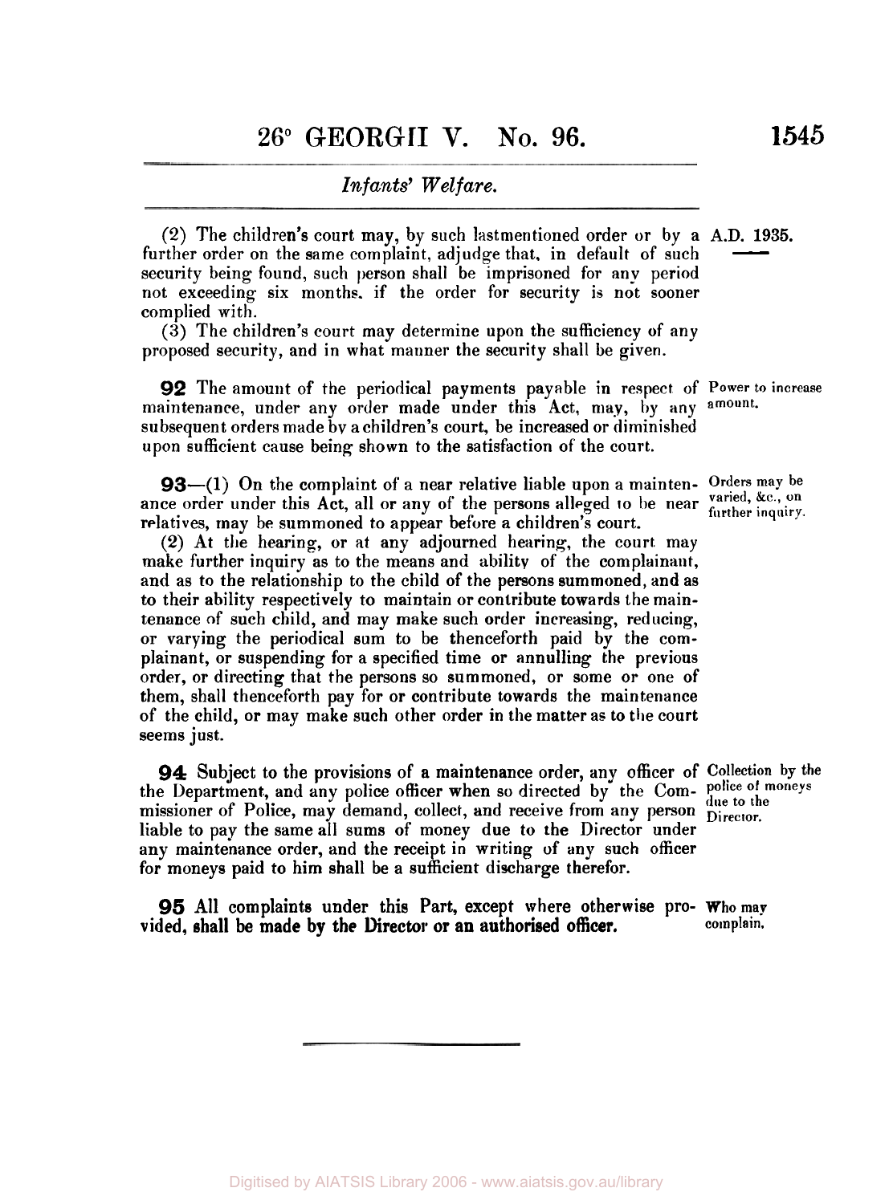(2) The children's court may, by such lastmentioned order or by a further order on the same complaint, adjudge that, in default of such security being found, such person shall be imprisoned for any period not exceeding six months, if the order for security is not sooner complied with.

(3) The children's court may determine upon the sufficiency of any proposed security, and in what manner the security shall be given.

*Power to increase amount.*

**92** The amount of the periodical payments payable in respect of maintenance, under any order made under this Act, may, by any subsequent orders made by a children's court, be increased or diminished upon sufficient cause being shown to the satisfaction of the court.

*Orders may be varied, &c., on further inquiry.*

**93**—(1) On the complaint of a near relative liable upon a maintenance order under this Act, all or any of the persons alleged to be near relatives, may be summoned to appear before a children's court.

(2) At the hearing, or at any adjourned hearing, the court may make further inquiry as to the means and ability of the complainant, and as to the relationship to the child of the persons summoned, and as to their ability respectively to maintain or contribute towards the maintenance of such child, and may make such order increasing, reducing, or varying the periodical sum to be thenceforth paid by the complainant, or suspending for a specified time or annulling the previous order, or directing that the persons so summoned, or some or one of them, shall thenceforth pay for or contribute towards the maintenance of the child, or may make such other order in the matter as to the court seems just.

*Collection by the police of moneys due to the Director.*

**94** Subject to the provisions of a maintenance order, any officer of the Department, and any police officer when so directed by the Commissioner of Police, may demand, collect, and receive from any person liable to pay the same all sums of money due to the Director under any maintenance order, and the receipt in writing of any such officer for moneys paid to him shall be a sufficient discharge therefor.

*Who may complain.*

**95** All complaints under this Part, except where otherwise provided, shall be made by the Director or an authorised officer.